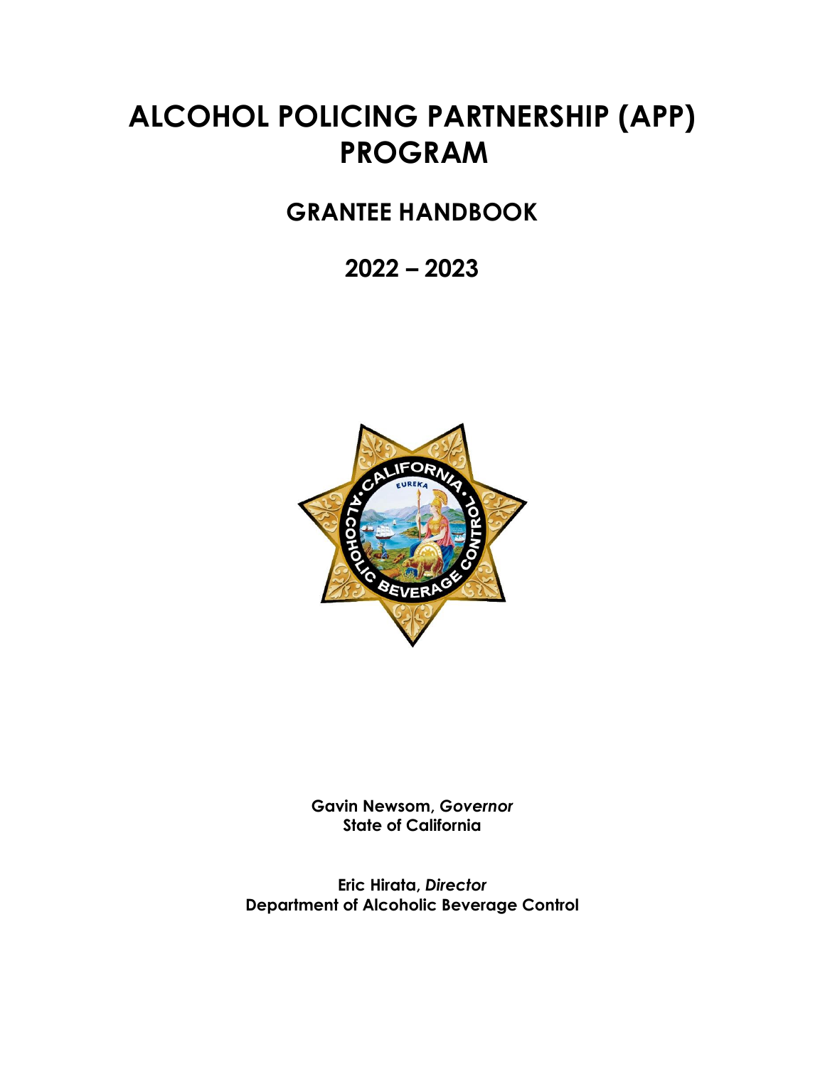# ALCOHOL POLICING PARTNERSHIP (APP) PROGRAM

## GRANTEE HANDBOOK

## 2022 – 2023

**Gavin Newsom, *Governor***
**State of California**

**Eric Hirata, *Director***
**Department of Alcoholic Beverage Control**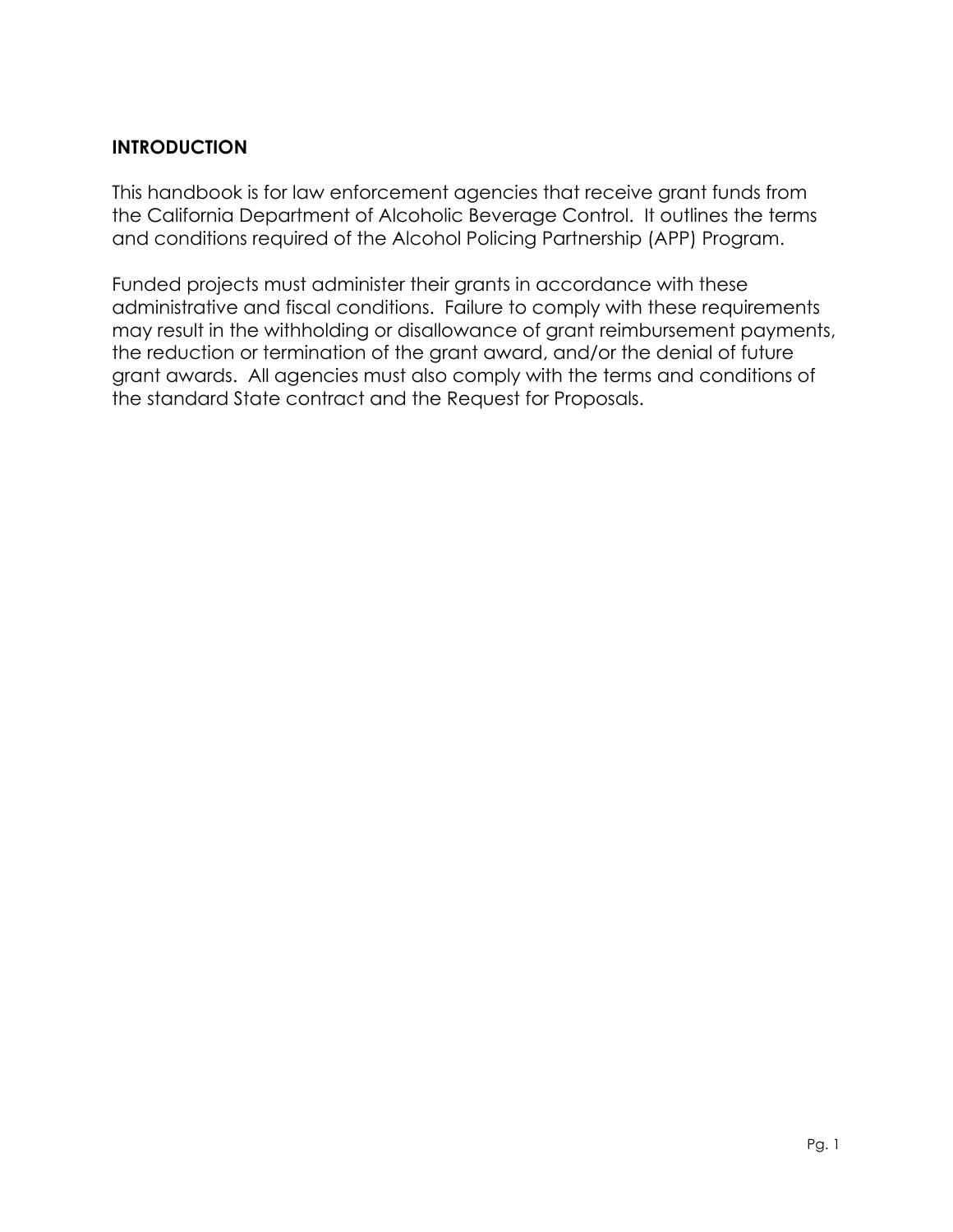## INTRODUCTION

This handbook is for law enforcement agencies that receive grant funds from the California Department of Alcoholic Beverage Control. It outlines the terms and conditions required of the Alcohol Policing Partnership (APP) Program.

Funded projects must administer their grants in accordance with these administrative and fiscal conditions. Failure to comply with these requirements may result in the withholding or disallowance of grant reimbursement payments, the reduction or termination of the grant award, and/or the denial of future grant awards. All agencies must also comply with the terms and conditions of the standard State contract and the Request for Proposals.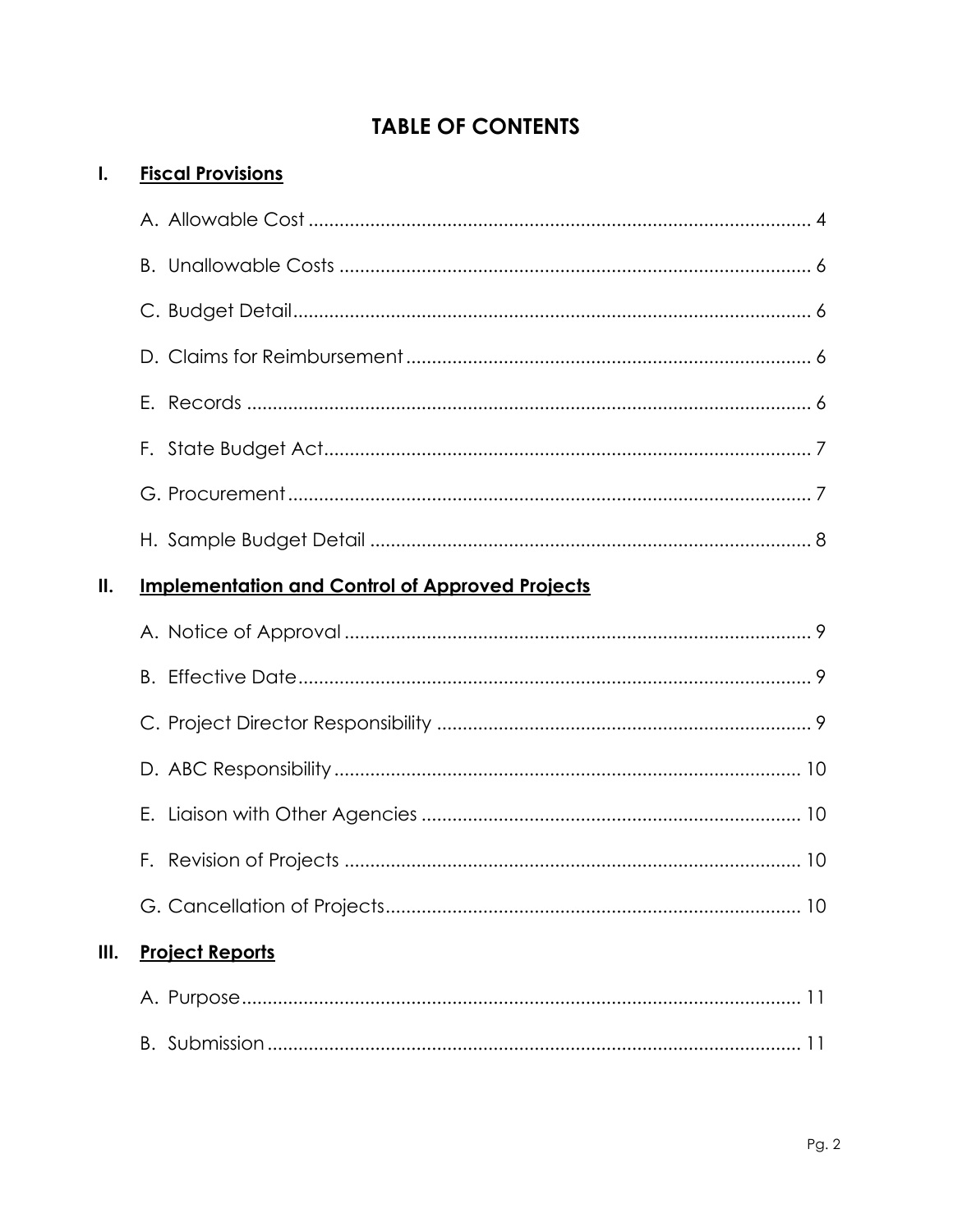# TABLE OF CONTENTS

## I. Fiscal Provisions

A. Allowable Cost ........................................................................................... 4

B. Unallowable Costs ...................................................................................... 6

C. Budget Detail ............................................................................................. 6

D. Claims for Reimbursement .......................................................................... 6

E. Records ...................................................................................................... 6

F. State Budget Act ......................................................................................... 7

G. Procurement ............................................................................................... 7

H. Sample Budget Detail .................................................................................. 8

## II. Implementation and Control of Approved Projects

A. Notice of Approval ....................................................................................... 9

B. Effective Date .............................................................................................. 9

C. Project Director Responsibility ...................................................................... 9

D. ABC Responsibility ...................................................................................... 10

E. Liaison with Other Agencies ........................................................................ 10

F. Revision of Projects ..................................................................................... 10

G. Cancellation of Projects ............................................................................... 10

## III. Project Reports

A. Purpose ...................................................................................................... 11

B. Submission ................................................................................................. 11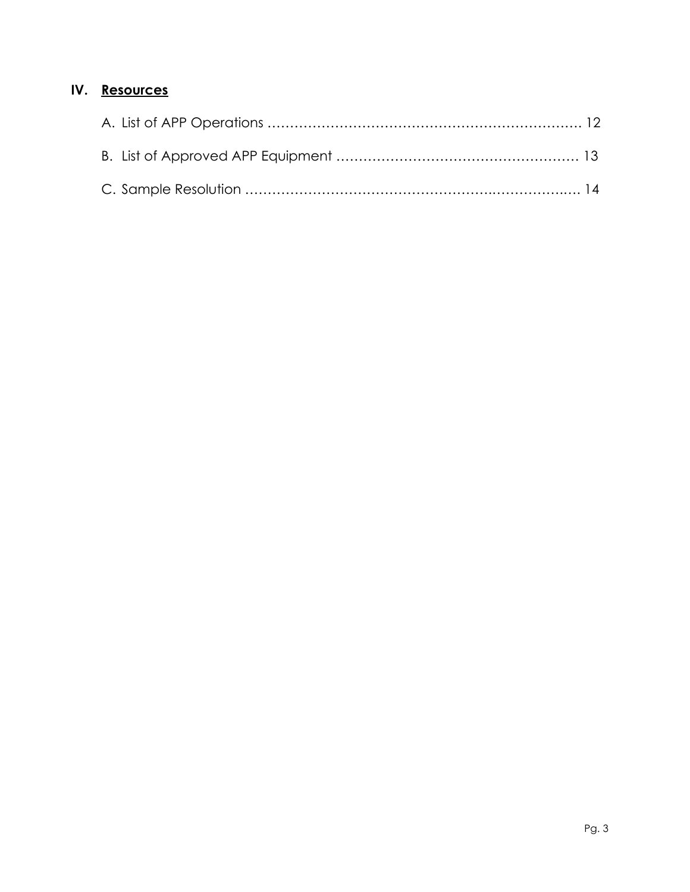## IV. Resources

A. List of APP Operations ………………………………………………………… 12

B. List of Approved APP Equipment ……………………………………………… 13

C. Sample Resolution …………………………………………………………….… 14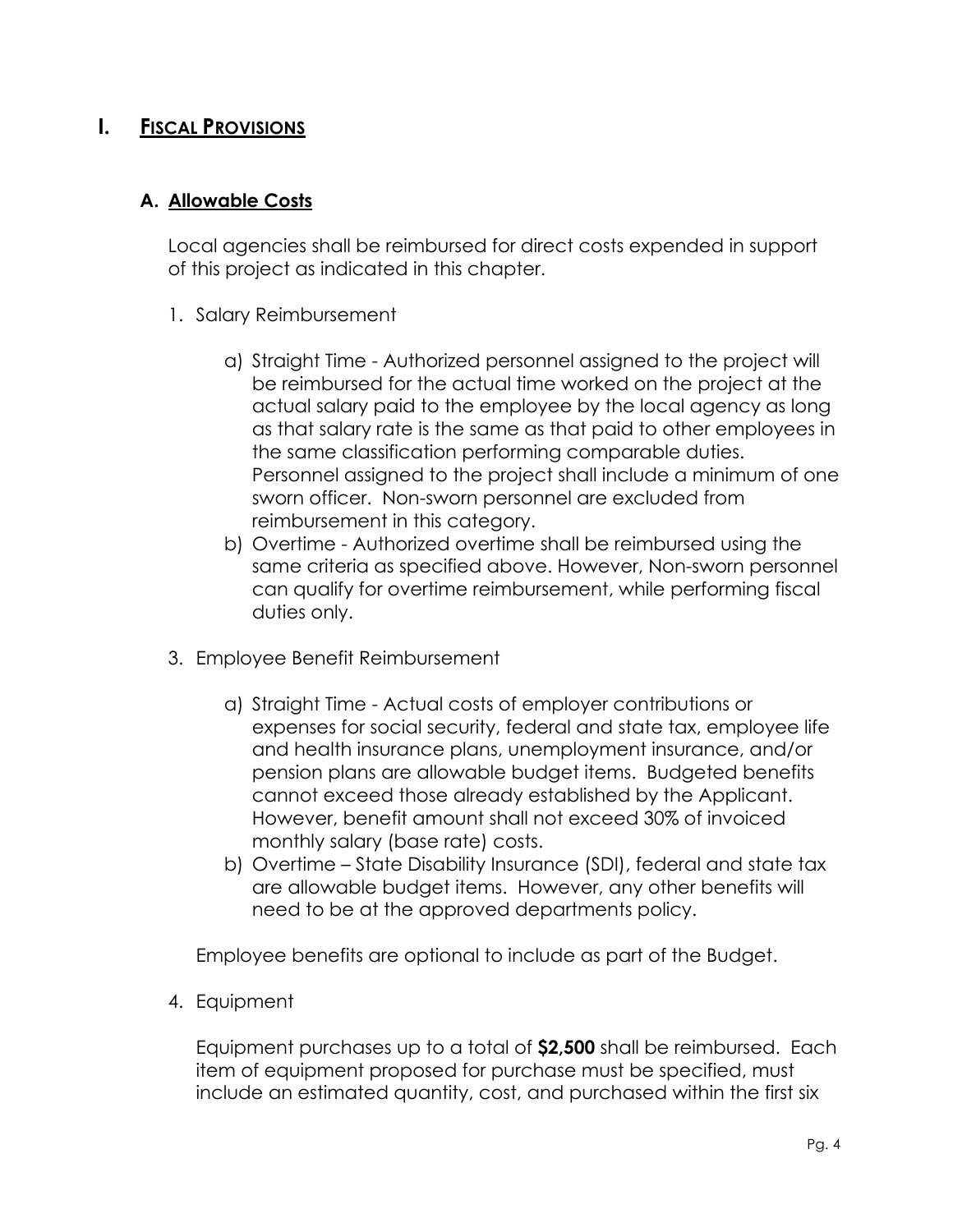# I. Fiscal Provisions

## A. Allowable Costs

Local agencies shall be reimbursed for direct costs expended in support of this project as indicated in this chapter.

1. Salary Reimbursement

   a) Straight Time - Authorized personnel assigned to the project will be reimbursed for the actual time worked on the project at the actual salary paid to the employee by the local agency as long as that salary rate is the same as that paid to other employees in the same classification performing comparable duties. Personnel assigned to the project shall include a minimum of one sworn officer. Non-sworn personnel are excluded from reimbursement in this category.

   b) Overtime - Authorized overtime shall be reimbursed using the same criteria as specified above. However, Non-sworn personnel can qualify for overtime reimbursement, while performing fiscal duties only.

3. Employee Benefit Reimbursement

   a) Straight Time - Actual costs of employer contributions or expenses for social security, federal and state tax, employee life and health insurance plans, unemployment insurance, and/or pension plans are allowable budget items. Budgeted benefits cannot exceed those already established by the Applicant. However, benefit amount shall not exceed 30% of invoiced monthly salary (base rate) costs.

   b) Overtime – State Disability Insurance (SDI), federal and state tax are allowable budget items. However, any other benefits will need to be at the approved departments policy.

   Employee benefits are optional to include as part of the Budget.

4. Equipment

   Equipment purchases up to a total of **$2,500** shall be reimbursed. Each item of equipment proposed for purchase must be specified, must include an estimated quantity, cost, and purchased within the first six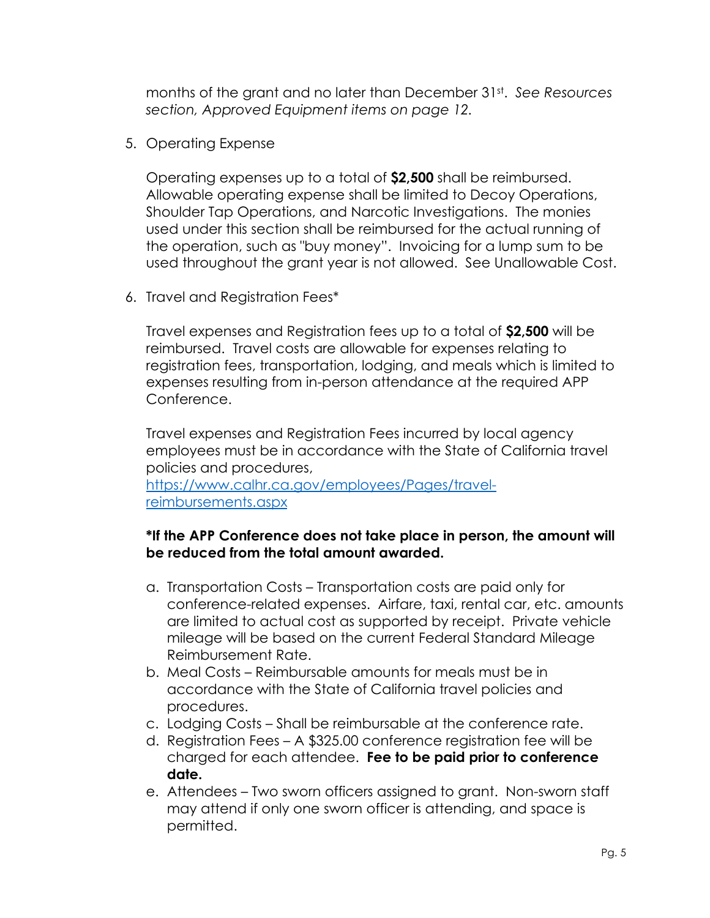months of the grant and no later than December 31st. *See Resources section, Approved Equipment items on page 12.*

5. Operating Expense

   Operating expenses up to a total of **$2,500** shall be reimbursed. Allowable operating expense shall be limited to Decoy Operations, Shoulder Tap Operations, and Narcotic Investigations. The monies used under this section shall be reimbursed for the actual running of the operation, such as "buy money". Invoicing for a lump sum to be used throughout the grant year is not allowed. See Unallowable Cost.

6. Travel and Registration Fees*

   Travel expenses and Registration fees up to a total of **$2,500** will be reimbursed. Travel costs are allowable for expenses relating to registration fees, transportation, lodging, and meals which is limited to expenses resulting from in-person attendance at the required APP Conference.

   Travel expenses and Registration Fees incurred by local agency employees must be in accordance with the State of California travel policies and procedures, [https://www.calhr.ca.gov/employees/Pages/travel-reimbursements.aspx](https://www.calhr.ca.gov/employees/Pages/travel-reimbursements.aspx)

   ***If the APP Conference does not take place in person, the amount will be reduced from the total amount awarded.**

   a. Transportation Costs – Transportation costs are paid only for conference-related expenses. Airfare, taxi, rental car, etc. amounts are limited to actual cost as supported by receipt. Private vehicle mileage will be based on the current Federal Standard Mileage Reimbursement Rate.
   b. Meal Costs – Reimbursable amounts for meals must be in accordance with the State of California travel policies and procedures.
   c. Lodging Costs – Shall be reimbursable at the conference rate.
   d. Registration Fees – A $325.00 conference registration fee will be charged for each attendee. **Fee to be paid prior to conference date.**
   e. Attendees – Two sworn officers assigned to grant. Non-sworn staff may attend if only one sworn officer is attending, and space is permitted.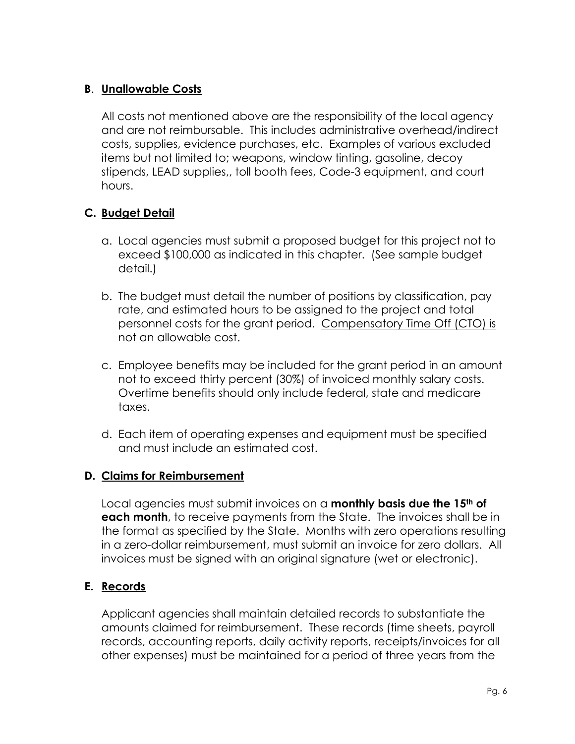## **B**. Unallowable Costs

All costs not mentioned above are the responsibility of the local agency and are not reimbursable. This includes administrative overhead/indirect costs, supplies, evidence purchases, etc. Examples of various excluded items but not limited to; weapons, window tinting, gasoline, decoy stipends, LEAD supplies,, toll booth fees, Code-3 equipment, and court hours.

## **C. Budget Detail**

a. Local agencies must submit a proposed budget for this project not to exceed $100,000 as indicated in this chapter. (See sample budget detail.)

b. The budget must detail the number of positions by classification, pay rate, and estimated hours to be assigned to the project and total personnel costs for the grant period. Compensatory Time Off (CTO) is not an allowable cost.

c. Employee benefits may be included for the grant period in an amount not to exceed thirty percent (30%) of invoiced monthly salary costs. Overtime benefits should only include federal, state and medicare taxes.

d. Each item of operating expenses and equipment must be specified and must include an estimated cost.

## **D. Claims for Reimbursement**

Local agencies must submit invoices on a **monthly basis due the 15th of each month**, to receive payments from the State. The invoices shall be in the format as specified by the State. Months with zero operations resulting in a zero-dollar reimbursement, must submit an invoice for zero dollars. All invoices must be signed with an original signature (wet or electronic).

## **E. Records**

Applicant agencies shall maintain detailed records to substantiate the amounts claimed for reimbursement. These records (time sheets, payroll records, accounting reports, daily activity reports, receipts/invoices for all other expenses) must be maintained for a period of three years from the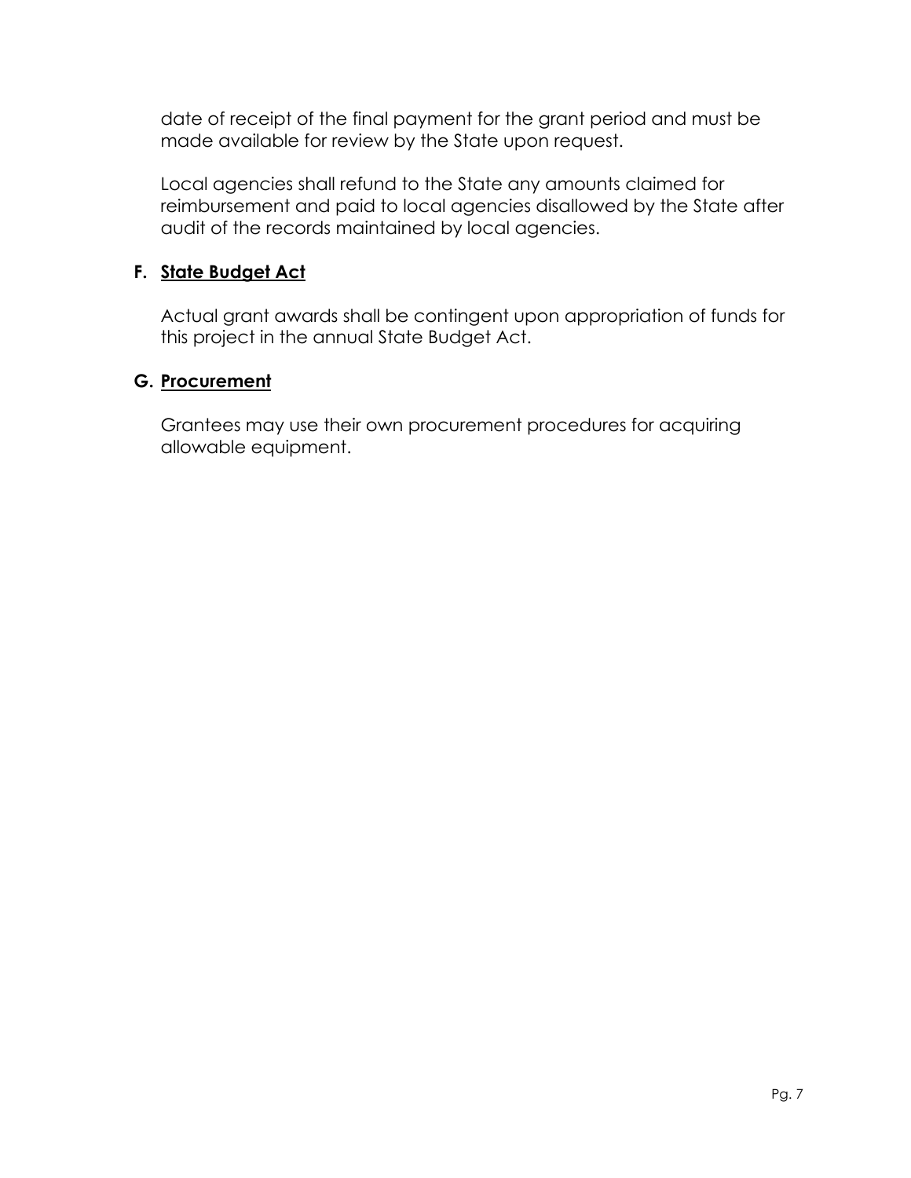date of receipt of the final payment for the grant period and must be made available for review by the State upon request.

Local agencies shall refund to the State any amounts claimed for reimbursement and paid to local agencies disallowed by the State after audit of the records maintained by local agencies.

**F. State Budget Act**

Actual grant awards shall be contingent upon appropriation of funds for this project in the annual State Budget Act.

**G. Procurement**

Grantees may use their own procurement procedures for acquiring allowable equipment.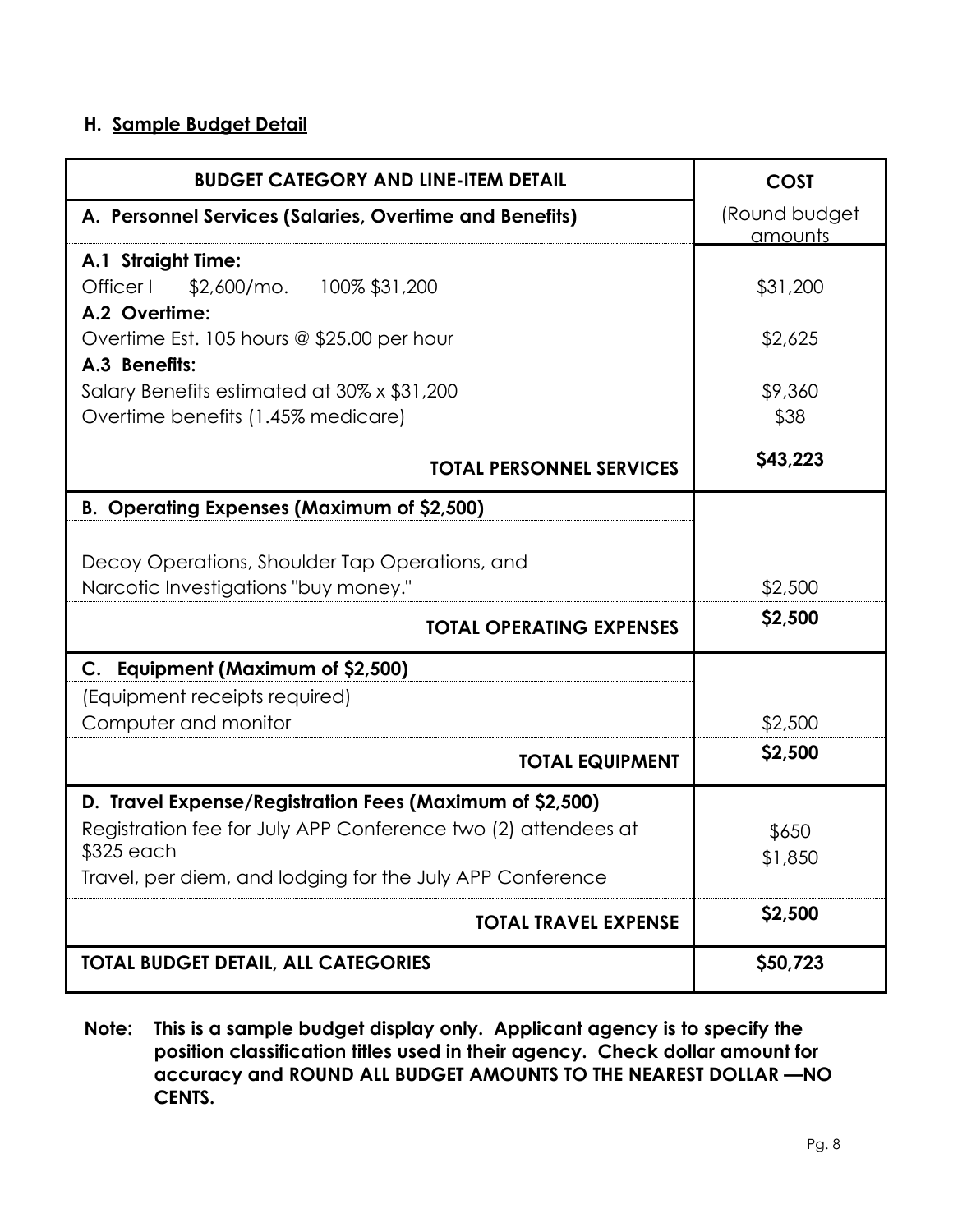## H. Sample Budget Detail

| BUDGET CATEGORY AND LINE-ITEM DETAIL | COST |
|---|---|
| **A. Personnel Services (Salaries, Overtime and Benefits)** | (Round budget amounts |
| **A.1 Straight Time:** | |
| Officer I $2,600/mo. 100% $31,200 | $31,200 |
| **A.2 Overtime:** | |
| Overtime Est. 105 hours @ $25.00 per hour | $2,625 |
| **A.3 Benefits:** | |
| Salary Benefits estimated at 30% x $31,200 | $9,360 |
| Overtime benefits (1.45% medicare) | $38 |
| **TOTAL PERSONNEL SERVICES** | **$43,223** |
| **B. Operating Expenses (Maximum of $2,500)** | |
| Decoy Operations, Shoulder Tap Operations, and Narcotic Investigations "buy money." | $2,500 |
| **TOTAL OPERATING EXPENSES** | **$2,500** |
| **C. Equipment (Maximum of $2,500)** | |
| (Equipment receipts required) | |
| Computer and monitor | $2,500 |
| **TOTAL EQUIPMENT** | **$2,500** |
| **D. Travel Expense/Registration Fees (Maximum of $2,500)** | |
| Registration fee for July APP Conference two (2) attendees at $325 each | $650 |
| Travel, per diem, and lodging for the July APP Conference | $1,850 |
| **TOTAL TRAVEL EXPENSE** | **$2,500** |
| **TOTAL BUDGET DETAIL, ALL CATEGORIES** | **$50,723** |

**Note: This is a sample budget display only. Applicant agency is to specify the position classification titles used in their agency. Check dollar amount for accuracy and ROUND ALL BUDGET AMOUNTS TO THE NEAREST DOLLAR —NO CENTS.**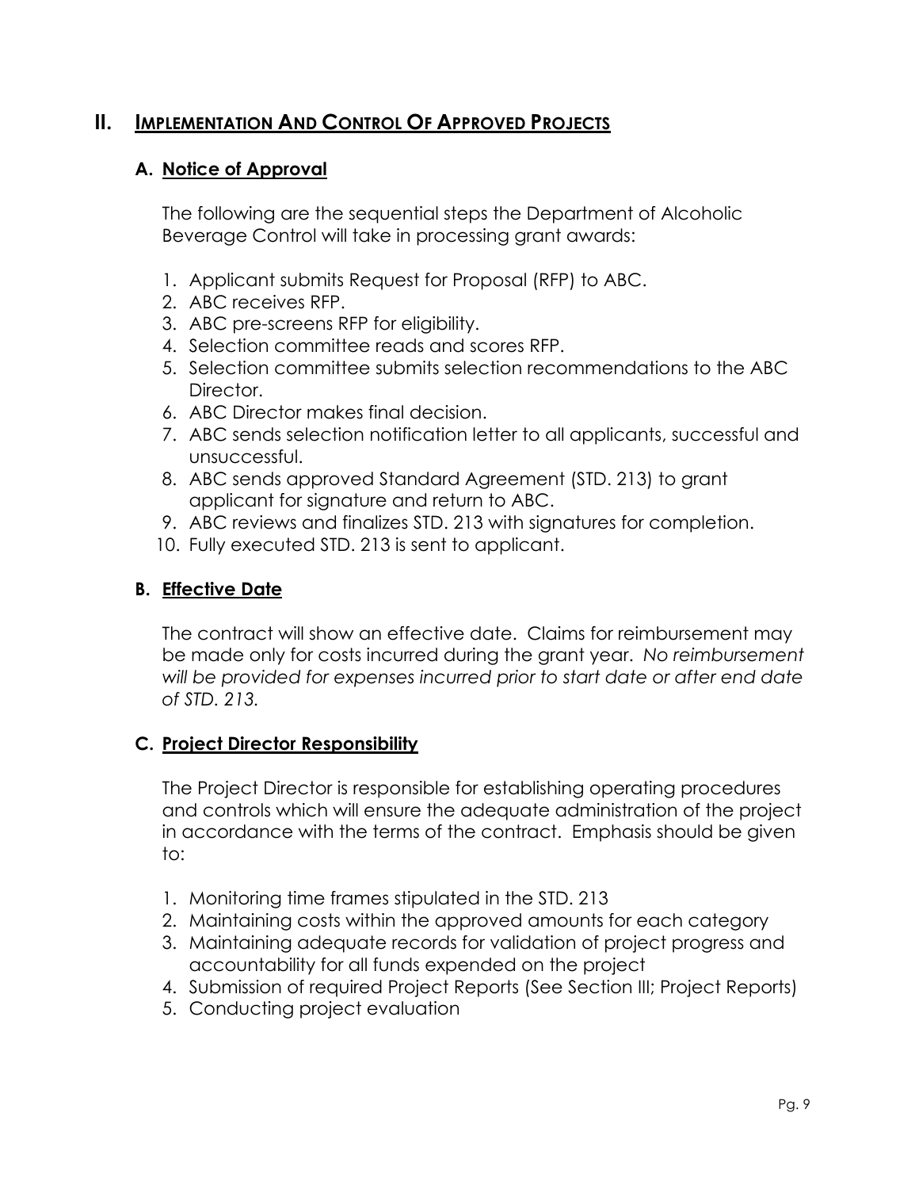## II. IMPLEMENTATION AND CONTROL OF APPROVED PROJECTS

### A. Notice of Approval

The following are the sequential steps the Department of Alcoholic Beverage Control will take in processing grant awards:

1. Applicant submits Request for Proposal (RFP) to ABC.
2. ABC receives RFP.
3. ABC pre-screens RFP for eligibility.
4. Selection committee reads and scores RFP.
5. Selection committee submits selection recommendations to the ABC Director.
6. ABC Director makes final decision.
7. ABC sends selection notification letter to all applicants, successful and unsuccessful.
8. ABC sends approved Standard Agreement (STD. 213) to grant applicant for signature and return to ABC.
9. ABC reviews and finalizes STD. 213 with signatures for completion.
10. Fully executed STD. 213 is sent to applicant.

### B. Effective Date

The contract will show an effective date. Claims for reimbursement may be made only for costs incurred during the grant year. *No reimbursement will be provided for expenses incurred prior to start date or after end date of STD. 213.*

### C. Project Director Responsibility

The Project Director is responsible for establishing operating procedures and controls which will ensure the adequate administration of the project in accordance with the terms of the contract. Emphasis should be given to:

1. Monitoring time frames stipulated in the STD. 213
2. Maintaining costs within the approved amounts for each category
3. Maintaining adequate records for validation of project progress and accountability for all funds expended on the project
4. Submission of required Project Reports (See Section III; Project Reports)
5. Conducting project evaluation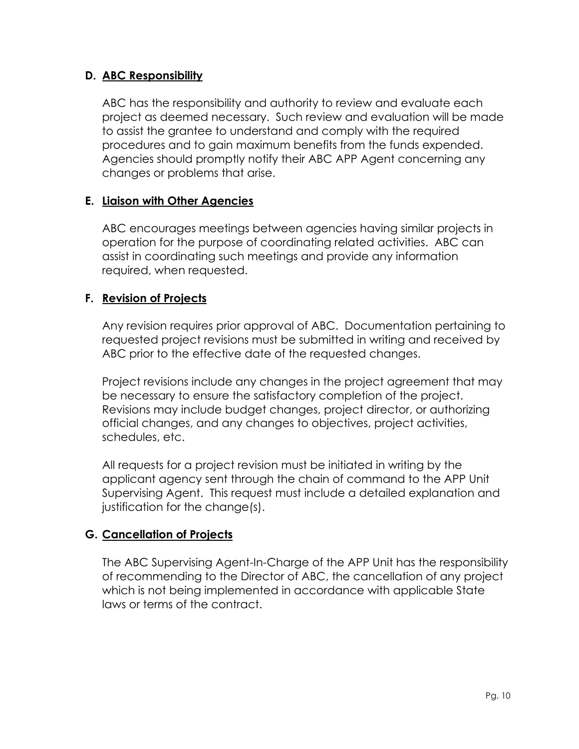### D. ABC Responsibility

ABC has the responsibility and authority to review and evaluate each project as deemed necessary. Such review and evaluation will be made to assist the grantee to understand and comply with the required procedures and to gain maximum benefits from the funds expended. Agencies should promptly notify their ABC APP Agent concerning any changes or problems that arise.

### E. Liaison with Other Agencies

ABC encourages meetings between agencies having similar projects in operation for the purpose of coordinating related activities. ABC can assist in coordinating such meetings and provide any information required, when requested.

### F. Revision of Projects

Any revision requires prior approval of ABC. Documentation pertaining to requested project revisions must be submitted in writing and received by ABC prior to the effective date of the requested changes.

Project revisions include any changes in the project agreement that may be necessary to ensure the satisfactory completion of the project. Revisions may include budget changes, project director, or authorizing official changes, and any changes to objectives, project activities, schedules, etc.

All requests for a project revision must be initiated in writing by the applicant agency sent through the chain of command to the APP Unit Supervising Agent. This request must include a detailed explanation and justification for the change(s).

### G. Cancellation of Projects

The ABC Supervising Agent-In-Charge of the APP Unit has the responsibility of recommending to the Director of ABC, the cancellation of any project which is not being implemented in accordance with applicable State laws or terms of the contract.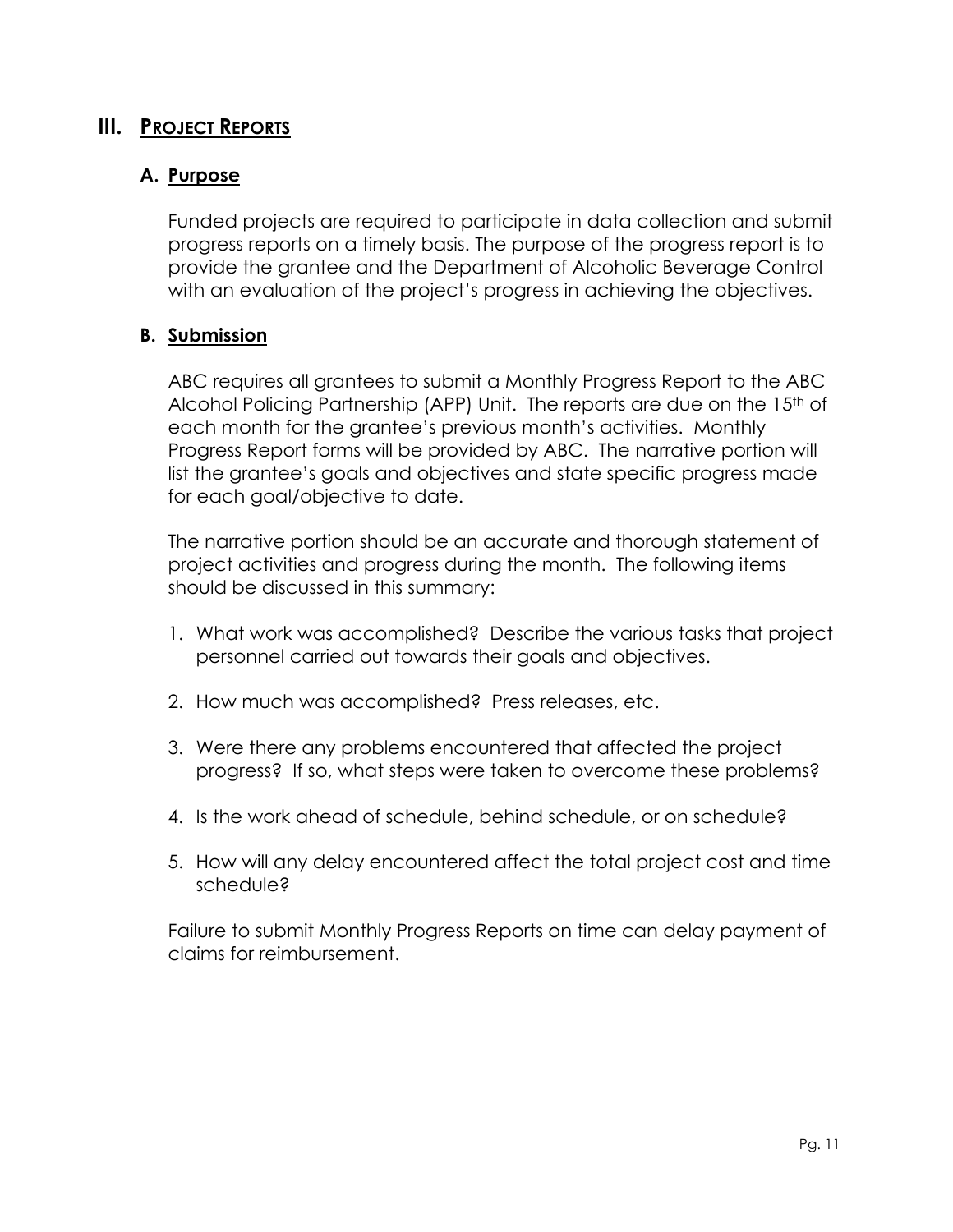## III. PROJECT REPORTS

### A. Purpose

Funded projects are required to participate in data collection and submit progress reports on a timely basis. The purpose of the progress report is to provide the grantee and the Department of Alcoholic Beverage Control with an evaluation of the project's progress in achieving the objectives.

### B. Submission

ABC requires all grantees to submit a Monthly Progress Report to the ABC Alcohol Policing Partnership (APP) Unit. The reports are due on the 15th of each month for the grantee's previous month's activities. Monthly Progress Report forms will be provided by ABC. The narrative portion will list the grantee's goals and objectives and state specific progress made for each goal/objective to date.

The narrative portion should be an accurate and thorough statement of project activities and progress during the month. The following items should be discussed in this summary:

1. What work was accomplished? Describe the various tasks that project personnel carried out towards their goals and objectives.
2. How much was accomplished? Press releases, etc.
3. Were there any problems encountered that affected the project progress? If so, what steps were taken to overcome these problems?
4. Is the work ahead of schedule, behind schedule, or on schedule?
5. How will any delay encountered affect the total project cost and time schedule?

Failure to submit Monthly Progress Reports on time can delay payment of claims for reimbursement.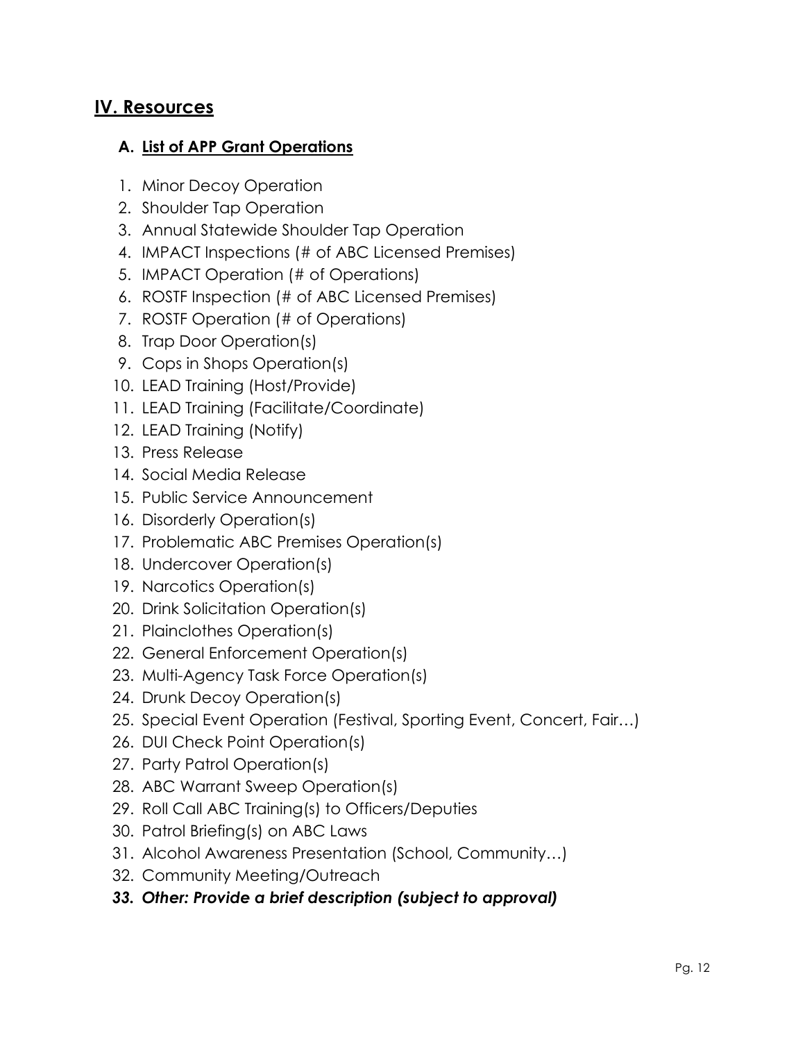## IV. Resources

### A. List of APP Grant Operations

1. Minor Decoy Operation
2. Shoulder Tap Operation
3. Annual Statewide Shoulder Tap Operation
4. IMPACT Inspections (# of ABC Licensed Premises)
5. IMPACT Operation (# of Operations)
6. ROSTF Inspection (# of ABC Licensed Premises)
7. ROSTF Operation (# of Operations)
8. Trap Door Operation(s)
9. Cops in Shops Operation(s)
10. LEAD Training (Host/Provide)
11. LEAD Training (Facilitate/Coordinate)
12. LEAD Training (Notify)
13. Press Release
14. Social Media Release
15. Public Service Announcement
16. Disorderly Operation(s)
17. Problematic ABC Premises Operation(s)
18. Undercover Operation(s)
19. Narcotics Operation(s)
20. Drink Solicitation Operation(s)
21. Plainclothes Operation(s)
22. General Enforcement Operation(s)
23. Multi-Agency Task Force Operation(s)
24. Drunk Decoy Operation(s)
25. Special Event Operation (Festival, Sporting Event, Concert, Fair…)
26. DUI Check Point Operation(s)
27. Party Patrol Operation(s)
28. ABC Warrant Sweep Operation(s)
29. Roll Call ABC Training(s) to Officers/Deputies
30. Patrol Briefing(s) on ABC Laws
31. Alcohol Awareness Presentation (School, Community…)
32. Community Meeting/Outreach
33. ***Other: Provide a brief description (subject to approval)***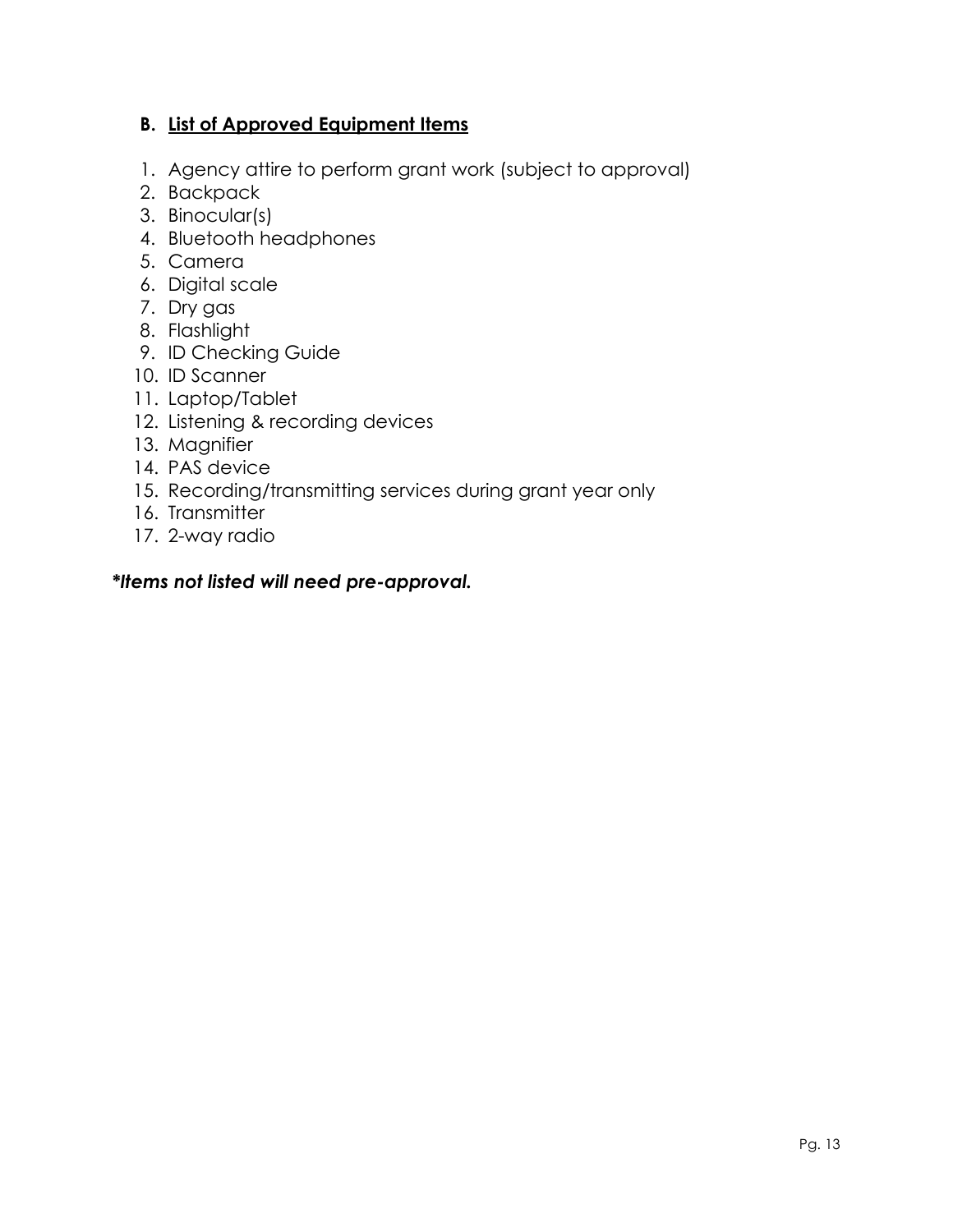### B. **List of Approved Equipment Items**

1. Agency attire to perform grant work (subject to approval)
2. Backpack
3. Binocular(s)
4. Bluetooth headphones
5. Camera
6. Digital scale
7. Dry gas
8. Flashlight
9. ID Checking Guide
10. ID Scanner
11. Laptop/Tablet
12. Listening & recording devices
13. Magnifier
14. PAS device
15. Recording/transmitting services during grant year only
16. Transmitter
17. 2-way radio

***Items not listed will need pre-approval.**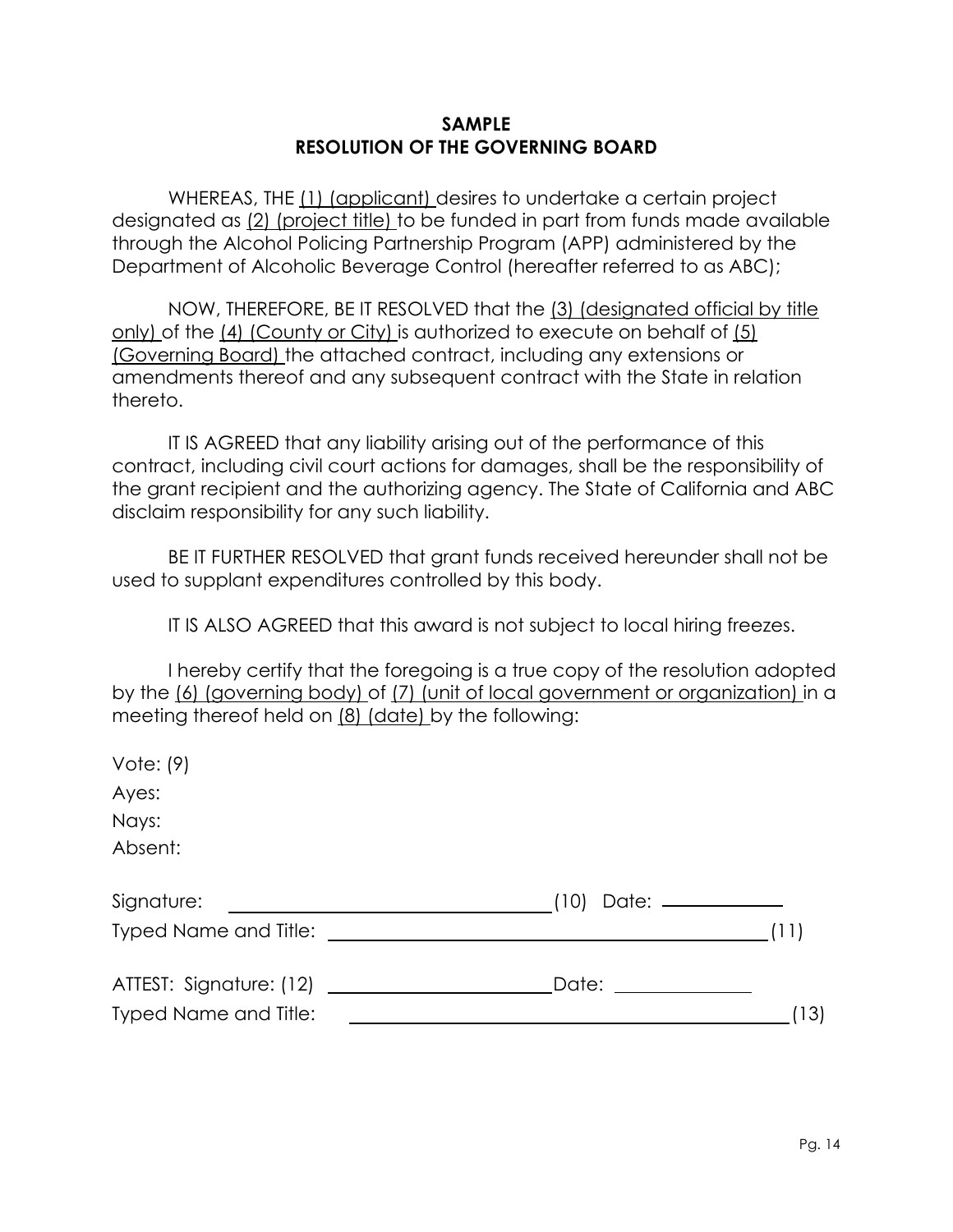**SAMPLE**
**RESOLUTION OF THE GOVERNING BOARD**

WHEREAS, THE (1) (applicant) desires to undertake a certain project designated as (2) (project title) to be funded in part from funds made available through the Alcohol Policing Partnership Program (APP) administered by the Department of Alcoholic Beverage Control (hereafter referred to as ABC);

NOW, THEREFORE, BE IT RESOLVED that the (3) (designated official by title only) of the (4) (County or City) is authorized to execute on behalf of (5) (Governing Board) the attached contract, including any extensions or amendments thereof and any subsequent contract with the State in relation thereto.

IT IS AGREED that any liability arising out of the performance of this contract, including civil court actions for damages, shall be the responsibility of the grant recipient and the authorizing agency. The State of California and ABC disclaim responsibility for any such liability.

BE IT FURTHER RESOLVED that grant funds received hereunder shall not be used to supplant expenditures controlled by this body.

IT IS ALSO AGREED that this award is not subject to local hiring freezes.

I hereby certify that the foregoing is a true copy of the resolution adopted by the (6) (governing body) of (7) (unit of local government or organization) in a meeting thereof held on (8) (date) by the following:

Vote: (9)

Ayes:

Nays:

Absent:

Signature: ______________________________ (10) Date: ____________

Typed Name and Title: ________________________________________ (11)

ATTEST: Signature: (12) ______________________ Date: ____________

Typed Name and Title: ________________________________________ (13)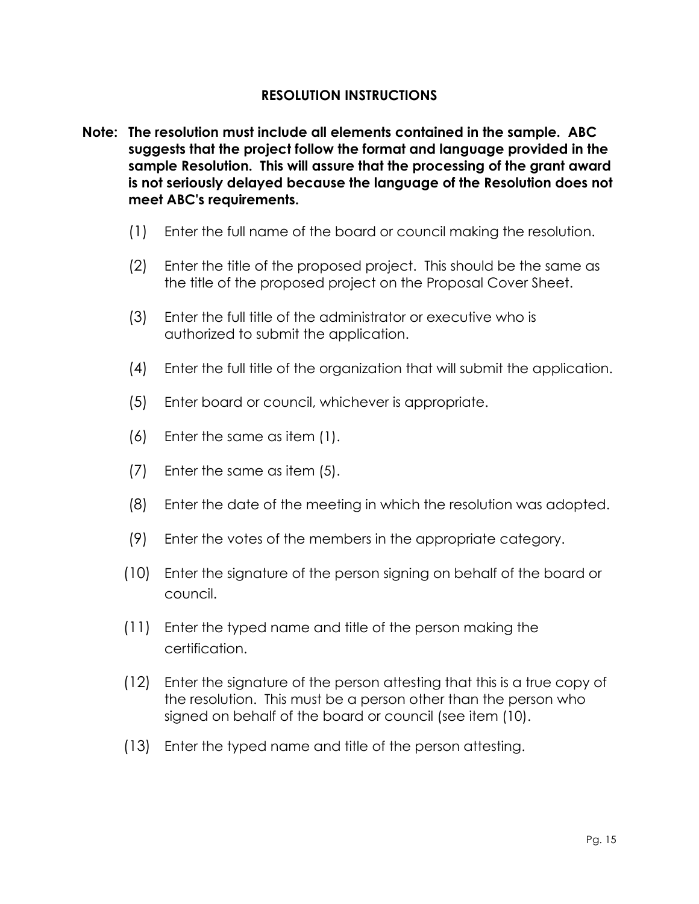## RESOLUTION INSTRUCTIONS

**Note: The resolution must include all elements contained in the sample. ABC suggests that the project follow the format and language provided in the sample Resolution. This will assure that the processing of the grant award is not seriously delayed because the language of the Resolution does not meet ABC's requirements.**

(1) Enter the full name of the board or council making the resolution.

(2) Enter the title of the proposed project. This should be the same as the title of the proposed project on the Proposal Cover Sheet.

(3) Enter the full title of the administrator or executive who is authorized to submit the application.

(4) Enter the full title of the organization that will submit the application.

(5) Enter board or council, whichever is appropriate.

(6) Enter the same as item (1).

(7) Enter the same as item (5).

(8) Enter the date of the meeting in which the resolution was adopted.

(9) Enter the votes of the members in the appropriate category.

(10) Enter the signature of the person signing on behalf of the board or council.

(11) Enter the typed name and title of the person making the certification.

(12) Enter the signature of the person attesting that this is a true copy of the resolution. This must be a person other than the person who signed on behalf of the board or council (see item (10).

(13) Enter the typed name and title of the person attesting.